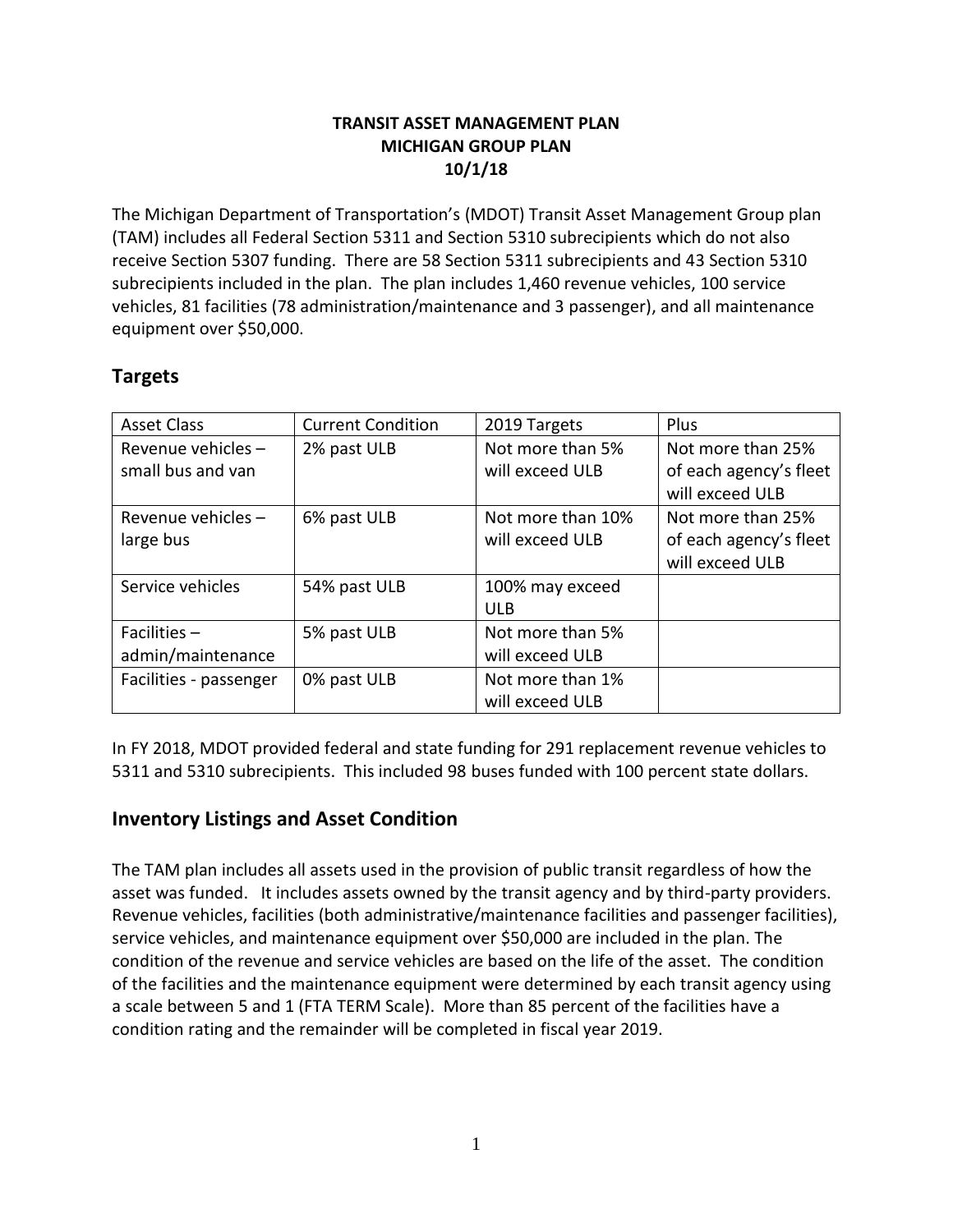# TRANSIT ASSET MANAGEMENT PLAN
## MICHIGAN GROUP PLAN
## 10/1/18

The Michigan Department of Transportation's (MDOT) Transit Asset Management Group plan (TAM) includes all Federal Section 5311 and Section 5310 subrecipients which do not also receive Section 5307 funding. There are 58 Section 5311 subrecipients and 43 Section 5310 subrecipients included in the plan. The plan includes 1,460 revenue vehicles, 100 service vehicles, 81 facilities (78 administration/maintenance and 3 passenger), and all maintenance equipment over $50,000.

## Targets

| Asset Class | Current Condition | 2019 Targets | Plus |
|---|---|---|---|
| Revenue vehicles – small bus and van | 2% past ULB | Not more than 5% will exceed ULB | Not more than 25% of each agency's fleet will exceed ULB |
| Revenue vehicles – large bus | 6% past ULB | Not more than 10% will exceed ULB | Not more than 25% of each agency's fleet will exceed ULB |
| Service vehicles | 54% past ULB | 100% may exceed ULB | |
| Facilities – admin/maintenance | 5% past ULB | Not more than 5% will exceed ULB | |
| Facilities - passenger | 0% past ULB | Not more than 1% will exceed ULB | |

In FY 2018, MDOT provided federal and state funding for 291 replacement revenue vehicles to 5311 and 5310 subrecipients. This included 98 buses funded with 100 percent state dollars.

## Inventory Listings and Asset Condition

The TAM plan includes all assets used in the provision of public transit regardless of how the asset was funded. It includes assets owned by the transit agency and by third-party providers. Revenue vehicles, facilities (both administrative/maintenance facilities and passenger facilities), service vehicles, and maintenance equipment over $50,000 are included in the plan. The condition of the revenue and service vehicles are based on the life of the asset. The condition of the facilities and the maintenance equipment were determined by each transit agency using a scale between 5 and 1 (FTA TERM Scale). More than 85 percent of the facilities have a condition rating and the remainder will be completed in fiscal year 2019.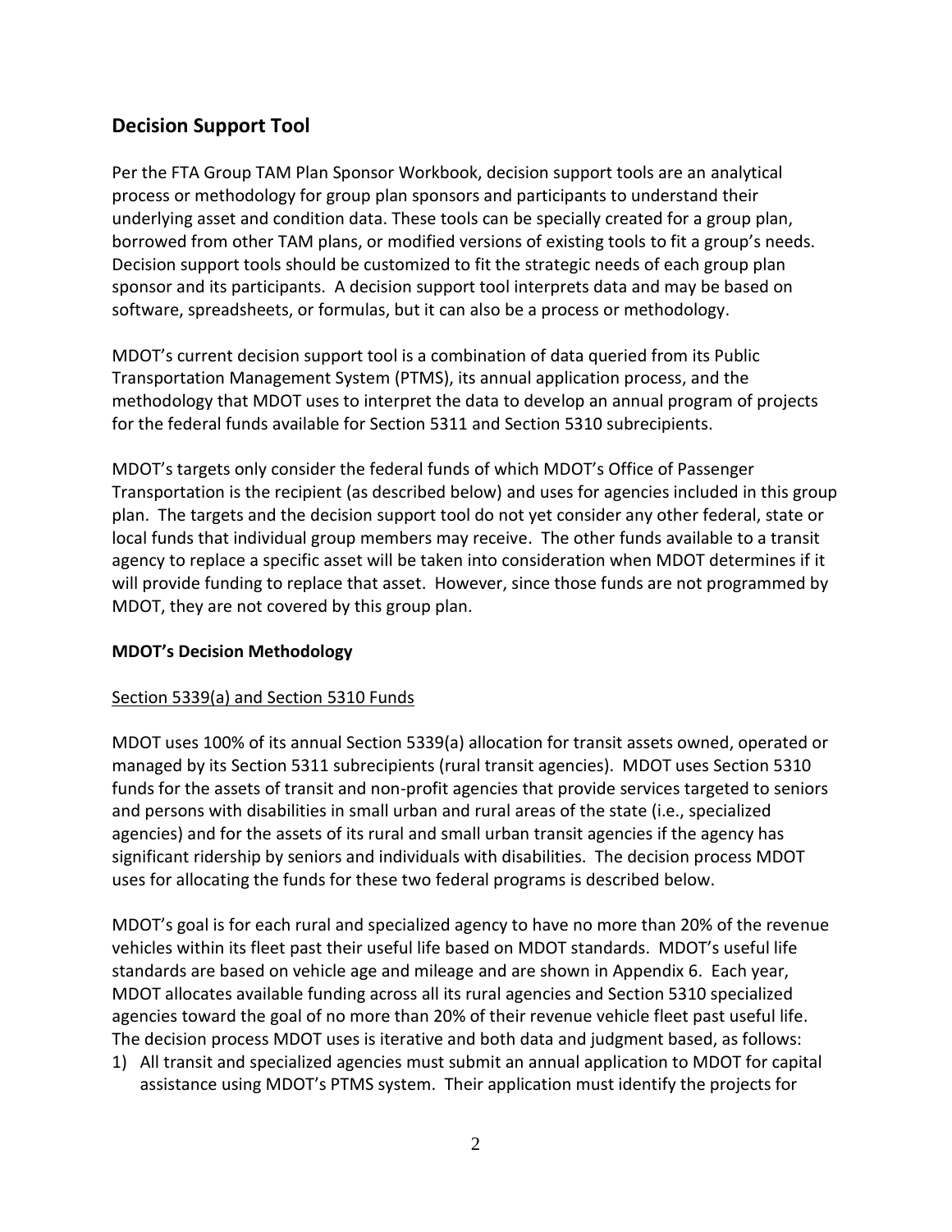## Decision Support Tool

Per the FTA Group TAM Plan Sponsor Workbook, decision support tools are an analytical process or methodology for group plan sponsors and participants to understand their underlying asset and condition data. These tools can be specially created for a group plan, borrowed from other TAM plans, or modified versions of existing tools to fit a group's needs. Decision support tools should be customized to fit the strategic needs of each group plan sponsor and its participants. A decision support tool interprets data and may be based on software, spreadsheets, or formulas, but it can also be a process or methodology.

MDOT's current decision support tool is a combination of data queried from its Public Transportation Management System (PTMS), its annual application process, and the methodology that MDOT uses to interpret the data to develop an annual program of projects for the federal funds available for Section 5311 and Section 5310 subrecipients.

MDOT's targets only consider the federal funds of which MDOT's Office of Passenger Transportation is the recipient (as described below) and uses for agencies included in this group plan. The targets and the decision support tool do not yet consider any other federal, state or local funds that individual group members may receive. The other funds available to a transit agency to replace a specific asset will be taken into consideration when MDOT determines if it will provide funding to replace that asset. However, since those funds are not programmed by MDOT, they are not covered by this group plan.

### MDOT's Decision Methodology

<u>Section 5339(a) and Section 5310 Funds</u>

MDOT uses 100% of its annual Section 5339(a) allocation for transit assets owned, operated or managed by its Section 5311 subrecipients (rural transit agencies). MDOT uses Section 5310 funds for the assets of transit and non-profit agencies that provide services targeted to seniors and persons with disabilities in small urban and rural areas of the state (i.e., specialized agencies) and for the assets of its rural and small urban transit agencies if the agency has significant ridership by seniors and individuals with disabilities. The decision process MDOT uses for allocating the funds for these two federal programs is described below.

MDOT's goal is for each rural and specialized agency to have no more than 20% of the revenue vehicles within its fleet past their useful life based on MDOT standards. MDOT's useful life standards are based on vehicle age and mileage and are shown in Appendix 6. Each year, MDOT allocates available funding across all its rural agencies and Section 5310 specialized agencies toward the goal of no more than 20% of their revenue vehicle fleet past useful life. The decision process MDOT uses is iterative and both data and judgment based, as follows:

1) All transit and specialized agencies must submit an annual application to MDOT for capital assistance using MDOT's PTMS system. Their application must identify the projects for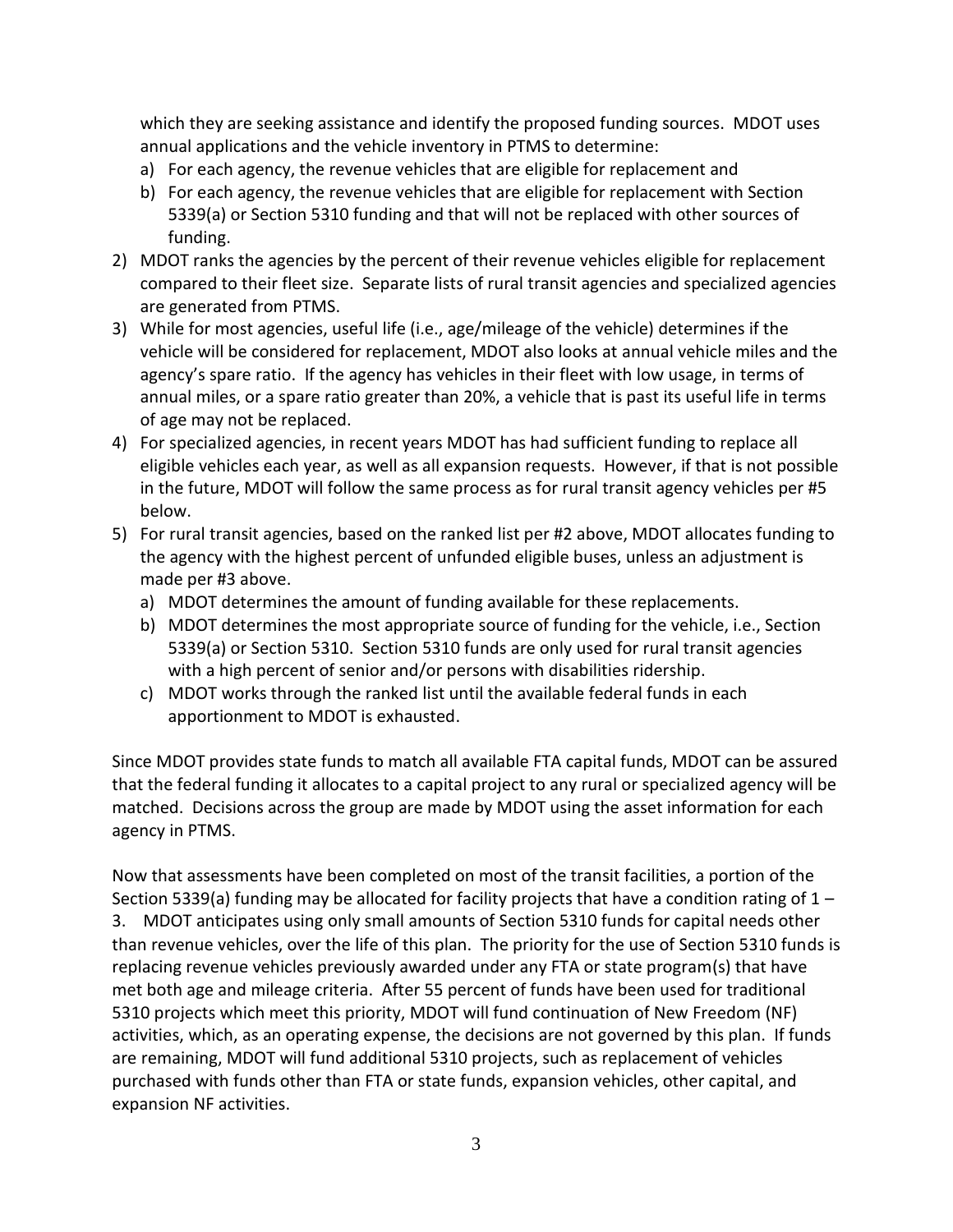which they are seeking assistance and identify the proposed funding sources. MDOT uses annual applications and the vehicle inventory in PTMS to determine:

a) For each agency, the revenue vehicles that are eligible for replacement and
b) For each agency, the revenue vehicles that are eligible for replacement with Section 5339(a) or Section 5310 funding and that will not be replaced with other sources of funding.

2) MDOT ranks the agencies by the percent of their revenue vehicles eligible for replacement compared to their fleet size. Separate lists of rural transit agencies and specialized agencies are generated from PTMS.
3) While for most agencies, useful life (i.e., age/mileage of the vehicle) determines if the vehicle will be considered for replacement, MDOT also looks at annual vehicle miles and the agency's spare ratio. If the agency has vehicles in their fleet with low usage, in terms of annual miles, or a spare ratio greater than 20%, a vehicle that is past its useful life in terms of age may not be replaced.
4) For specialized agencies, in recent years MDOT has had sufficient funding to replace all eligible vehicles each year, as well as all expansion requests. However, if that is not possible in the future, MDOT will follow the same process as for rural transit agency vehicles per #5 below.
5) For rural transit agencies, based on the ranked list per #2 above, MDOT allocates funding to the agency with the highest percent of unfunded eligible buses, unless an adjustment is made per #3 above.
   a) MDOT determines the amount of funding available for these replacements.
   b) MDOT determines the most appropriate source of funding for the vehicle, i.e., Section 5339(a) or Section 5310. Section 5310 funds are only used for rural transit agencies with a high percent of senior and/or persons with disabilities ridership.
   c) MDOT works through the ranked list until the available federal funds in each apportionment to MDOT is exhausted.

Since MDOT provides state funds to match all available FTA capital funds, MDOT can be assured that the federal funding it allocates to a capital project to any rural or specialized agency will be matched. Decisions across the group are made by MDOT using the asset information for each agency in PTMS.

Now that assessments have been completed on most of the transit facilities, a portion of the Section 5339(a) funding may be allocated for facility projects that have a condition rating of 1 – 3. MDOT anticipates using only small amounts of Section 5310 funds for capital needs other than revenue vehicles, over the life of this plan. The priority for the use of Section 5310 funds is replacing revenue vehicles previously awarded under any FTA or state program(s) that have met both age and mileage criteria. After 55 percent of funds have been used for traditional 5310 projects which meet this priority, MDOT will fund continuation of New Freedom (NF) activities, which, as an operating expense, the decisions are not governed by this plan. If funds are remaining, MDOT will fund additional 5310 projects, such as replacement of vehicles purchased with funds other than FTA or state funds, expansion vehicles, other capital, and expansion NF activities.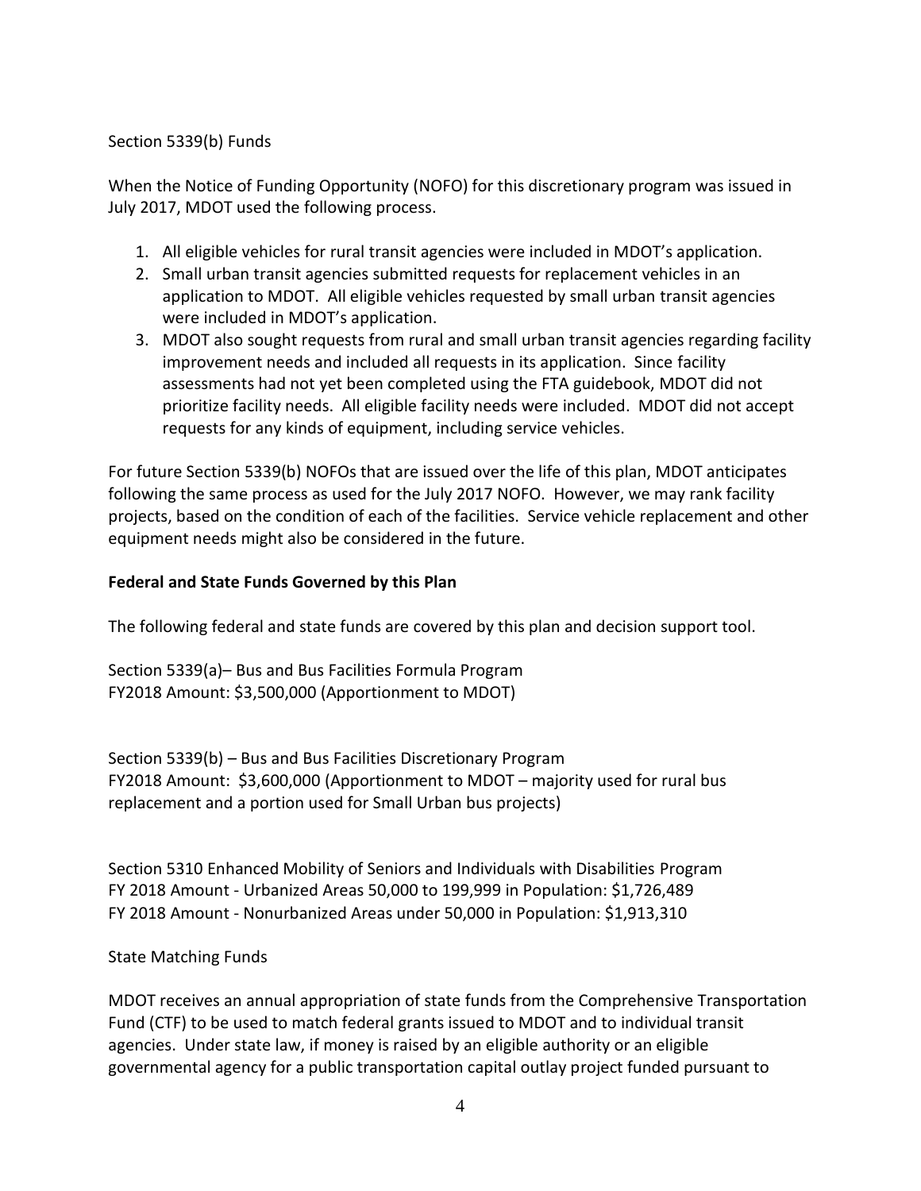Section 5339(b) Funds

When the Notice of Funding Opportunity (NOFO) for this discretionary program was issued in July 2017, MDOT used the following process.

1. All eligible vehicles for rural transit agencies were included in MDOT's application.
2. Small urban transit agencies submitted requests for replacement vehicles in an application to MDOT. All eligible vehicles requested by small urban transit agencies were included in MDOT's application.
3. MDOT also sought requests from rural and small urban transit agencies regarding facility improvement needs and included all requests in its application. Since facility assessments had not yet been completed using the FTA guidebook, MDOT did not prioritize facility needs. All eligible facility needs were included. MDOT did not accept requests for any kinds of equipment, including service vehicles.

For future Section 5339(b) NOFOs that are issued over the life of this plan, MDOT anticipates following the same process as used for the July 2017 NOFO. However, we may rank facility projects, based on the condition of each of the facilities. Service vehicle replacement and other equipment needs might also be considered in the future.

**Federal and State Funds Governed by this Plan**

The following federal and state funds are covered by this plan and decision support tool.

Section 5339(a)– Bus and Bus Facilities Formula Program
FY2018 Amount: $3,500,000 (Apportionment to MDOT)

Section 5339(b) – Bus and Bus Facilities Discretionary Program
FY2018 Amount: $3,600,000 (Apportionment to MDOT – majority used for rural bus replacement and a portion used for Small Urban bus projects)

Section 5310 Enhanced Mobility of Seniors and Individuals with Disabilities Program
FY 2018 Amount - Urbanized Areas 50,000 to 199,999 in Population: $1,726,489
FY 2018 Amount - Nonurbanized Areas under 50,000 in Population: $1,913,310

State Matching Funds

MDOT receives an annual appropriation of state funds from the Comprehensive Transportation Fund (CTF) to be used to match federal grants issued to MDOT and to individual transit agencies. Under state law, if money is raised by an eligible authority or an eligible governmental agency for a public transportation capital outlay project funded pursuant to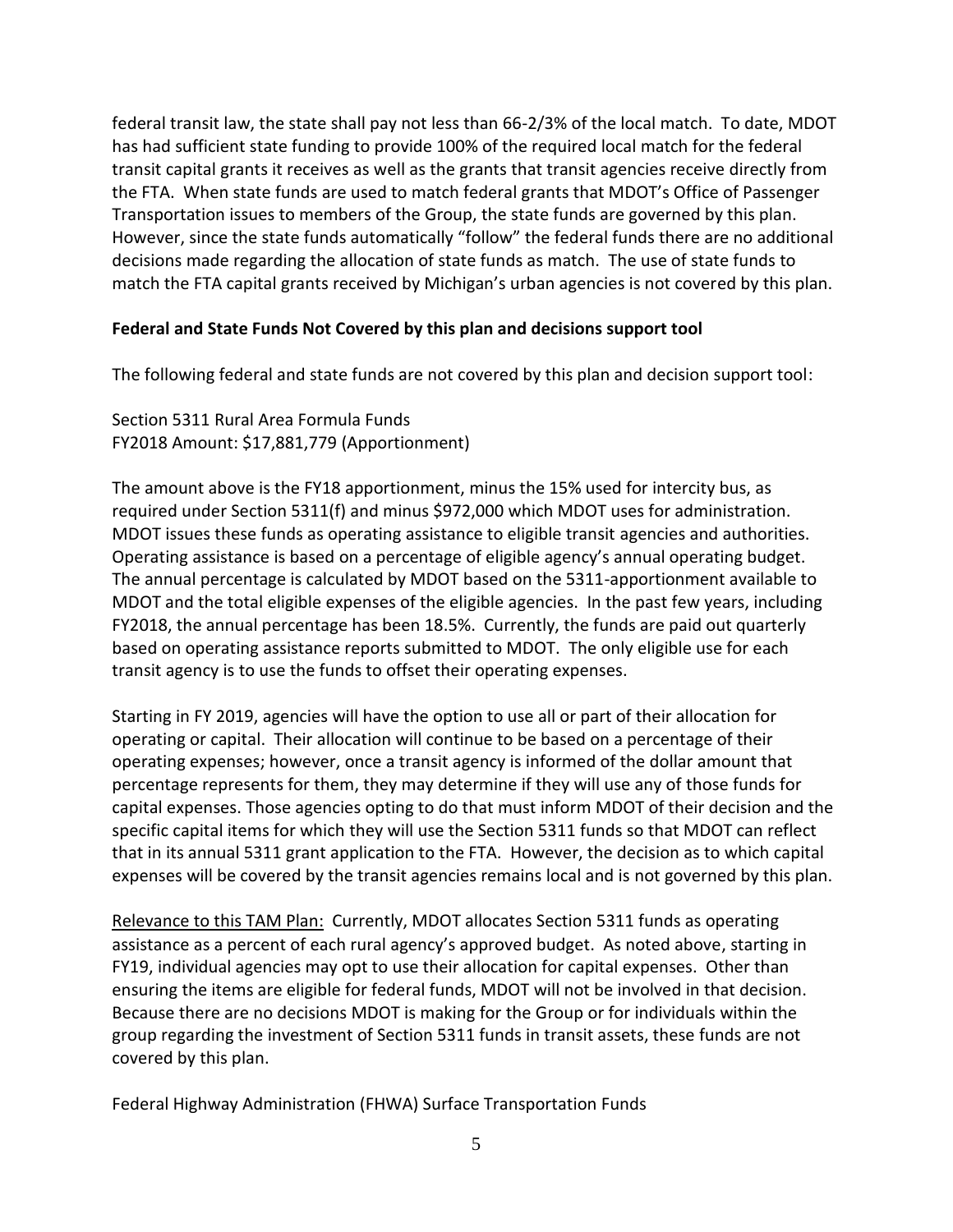federal transit law, the state shall pay not less than 66-2/3% of the local match. To date, MDOT has had sufficient state funding to provide 100% of the required local match for the federal transit capital grants it receives as well as the grants that transit agencies receive directly from the FTA. When state funds are used to match federal grants that MDOT's Office of Passenger Transportation issues to members of the Group, the state funds are governed by this plan. However, since the state funds automatically "follow" the federal funds there are no additional decisions made regarding the allocation of state funds as match. The use of state funds to match the FTA capital grants received by Michigan's urban agencies is not covered by this plan.

**Federal and State Funds Not Covered by this plan and decisions support tool**

The following federal and state funds are not covered by this plan and decision support tool:

Section 5311 Rural Area Formula Funds
FY2018 Amount: $17,881,779 (Apportionment)

The amount above is the FY18 apportionment, minus the 15% used for intercity bus, as required under Section 5311(f) and minus $972,000 which MDOT uses for administration. MDOT issues these funds as operating assistance to eligible transit agencies and authorities. Operating assistance is based on a percentage of eligible agency's annual operating budget. The annual percentage is calculated by MDOT based on the 5311-apportionment available to MDOT and the total eligible expenses of the eligible agencies. In the past few years, including FY2018, the annual percentage has been 18.5%. Currently, the funds are paid out quarterly based on operating assistance reports submitted to MDOT. The only eligible use for each transit agency is to use the funds to offset their operating expenses.

Starting in FY 2019, agencies will have the option to use all or part of their allocation for operating or capital. Their allocation will continue to be based on a percentage of their operating expenses; however, once a transit agency is informed of the dollar amount that percentage represents for them, they may determine if they will use any of those funds for capital expenses. Those agencies opting to do that must inform MDOT of their decision and the specific capital items for which they will use the Section 5311 funds so that MDOT can reflect that in its annual 5311 grant application to the FTA. However, the decision as to which capital expenses will be covered by the transit agencies remains local and is not governed by this plan.

<u>Relevance to this TAM Plan:</u> Currently, MDOT allocates Section 5311 funds as operating assistance as a percent of each rural agency's approved budget. As noted above, starting in FY19, individual agencies may opt to use their allocation for capital expenses. Other than ensuring the items are eligible for federal funds, MDOT will not be involved in that decision. Because there are no decisions MDOT is making for the Group or for individuals within the group regarding the investment of Section 5311 funds in transit assets, these funds are not covered by this plan.

Federal Highway Administration (FHWA) Surface Transportation Funds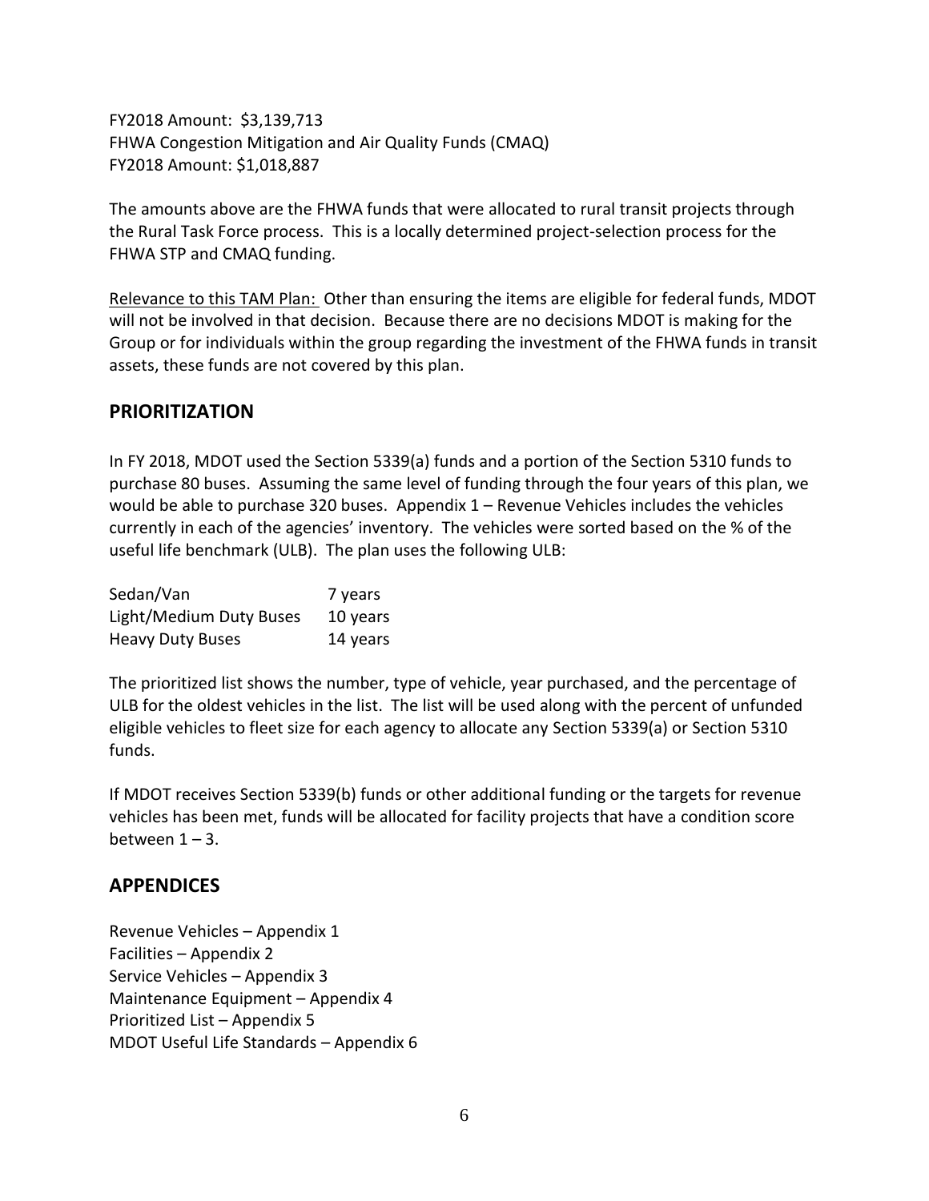FY2018 Amount: $3,139,713
FHWA Congestion Mitigation and Air Quality Funds (CMAQ)
FY2018 Amount: $1,018,887

The amounts above are the FHWA funds that were allocated to rural transit projects through the Rural Task Force process. This is a locally determined project-selection process for the FHWA STP and CMAQ funding.

Relevance to this TAM Plan: Other than ensuring the items are eligible for federal funds, MDOT will not be involved in that decision. Because there are no decisions MDOT is making for the Group or for individuals within the group regarding the investment of the FHWA funds in transit assets, these funds are not covered by this plan.

## PRIORITIZATION

In FY 2018, MDOT used the Section 5339(a) funds and a portion of the Section 5310 funds to purchase 80 buses. Assuming the same level of funding through the four years of this plan, we would be able to purchase 320 buses. Appendix 1 – Revenue Vehicles includes the vehicles currently in each of the agencies' inventory. The vehicles were sorted based on the % of the useful life benchmark (ULB). The plan uses the following ULB:

| | |
|---|---|
| Sedan/Van | 7 years |
| Light/Medium Duty Buses | 10 years |
| Heavy Duty Buses | 14 years |

The prioritized list shows the number, type of vehicle, year purchased, and the percentage of ULB for the oldest vehicles in the list. The list will be used along with the percent of unfunded eligible vehicles to fleet size for each agency to allocate any Section 5339(a) or Section 5310 funds.

If MDOT receives Section 5339(b) funds or other additional funding or the targets for revenue vehicles has been met, funds will be allocated for facility projects that have a condition score between 1 – 3.

## APPENDICES

Revenue Vehicles – Appendix 1
Facilities – Appendix 2
Service Vehicles – Appendix 3
Maintenance Equipment – Appendix 4
Prioritized List – Appendix 5
MDOT Useful Life Standards – Appendix 6